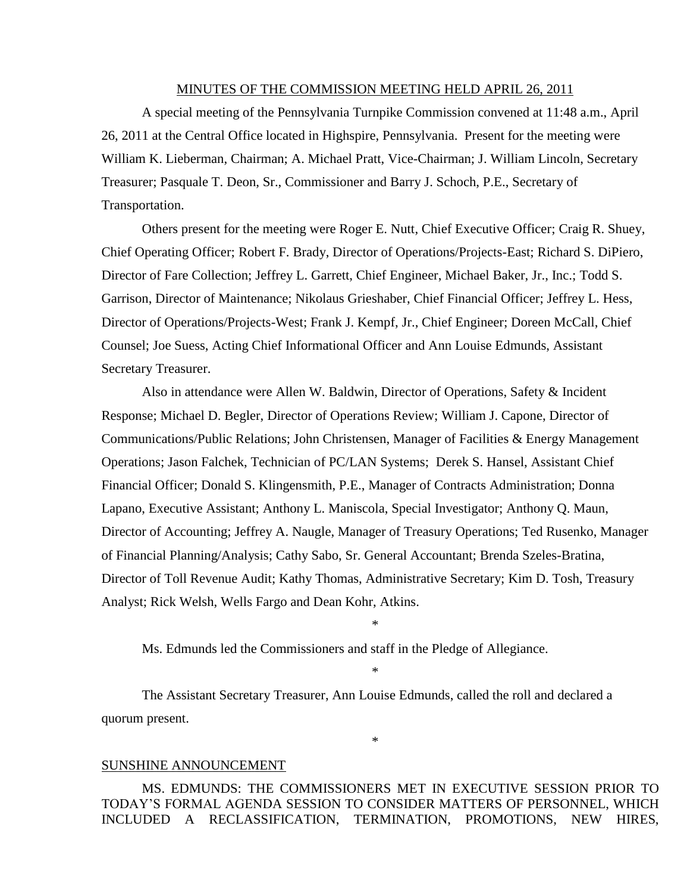MINUTES OF THE COMMISSION MEETING HELD APRIL 26, 2011

A special meeting of the Pennsylvania Turnpike Commission convened at 11:48 a.m., April 26, 2011 at the Central Office located in Highspire, Pennsylvania. Present for the meeting were William K. Lieberman, Chairman; A. Michael Pratt, Vice-Chairman; J. William Lincoln, Secretary Treasurer; Pasquale T. Deon, Sr., Commissioner and Barry J. Schoch, P.E., Secretary of Transportation.

Others present for the meeting were Roger E. Nutt, Chief Executive Officer; Craig R. Shuey, Chief Operating Officer; Robert F. Brady, Director of Operations/Projects-East; Richard S. DiPiero, Director of Fare Collection; Jeffrey L. Garrett, Chief Engineer, Michael Baker, Jr., Inc.; Todd S. Garrison, Director of Maintenance; Nikolaus Grieshaber, Chief Financial Officer; Jeffrey L. Hess, Director of Operations/Projects-West; Frank J. Kempf, Jr., Chief Engineer; Doreen McCall, Chief Counsel; Joe Suess, Acting Chief Informational Officer and Ann Louise Edmunds, Assistant Secretary Treasurer.

Also in attendance were Allen W. Baldwin, Director of Operations, Safety & Incident Response; Michael D. Begler, Director of Operations Review; William J. Capone, Director of Communications/Public Relations; John Christensen, Manager of Facilities & Energy Management Operations; Jason Falchek, Technician of PC/LAN Systems; Derek S. Hansel, Assistant Chief Financial Officer; Donald S. Klingensmith, P.E., Manager of Contracts Administration; Donna Lapano, Executive Assistant; Anthony L. Maniscola, Special Investigator; Anthony Q. Maun, Director of Accounting; Jeffrey A. Naugle, Manager of Treasury Operations; Ted Rusenko, Manager of Financial Planning/Analysis; Cathy Sabo, Sr. General Accountant; Brenda Szeles-Bratina, Director of Toll Revenue Audit; Kathy Thomas, Administrative Secretary; Kim D. Tosh, Treasury Analyst; Rick Welsh, Wells Fargo and Dean Kohr, Atkins.

*

Ms. Edmunds led the Commissioners and staff in the Pledge of Allegiance.

*

The Assistant Secretary Treasurer, Ann Louise Edmunds, called the roll and declared a quorum present.

*

SUNSHINE ANNOUNCEMENT

MS. EDMUNDS: THE COMMISSIONERS MET IN EXECUTIVE SESSION PRIOR TO TODAY'S FORMAL AGENDA SESSION TO CONSIDER MATTERS OF PERSONNEL, WHICH INCLUDED A RECLASSIFICATION, TERMINATION, PROMOTIONS, NEW HIRES,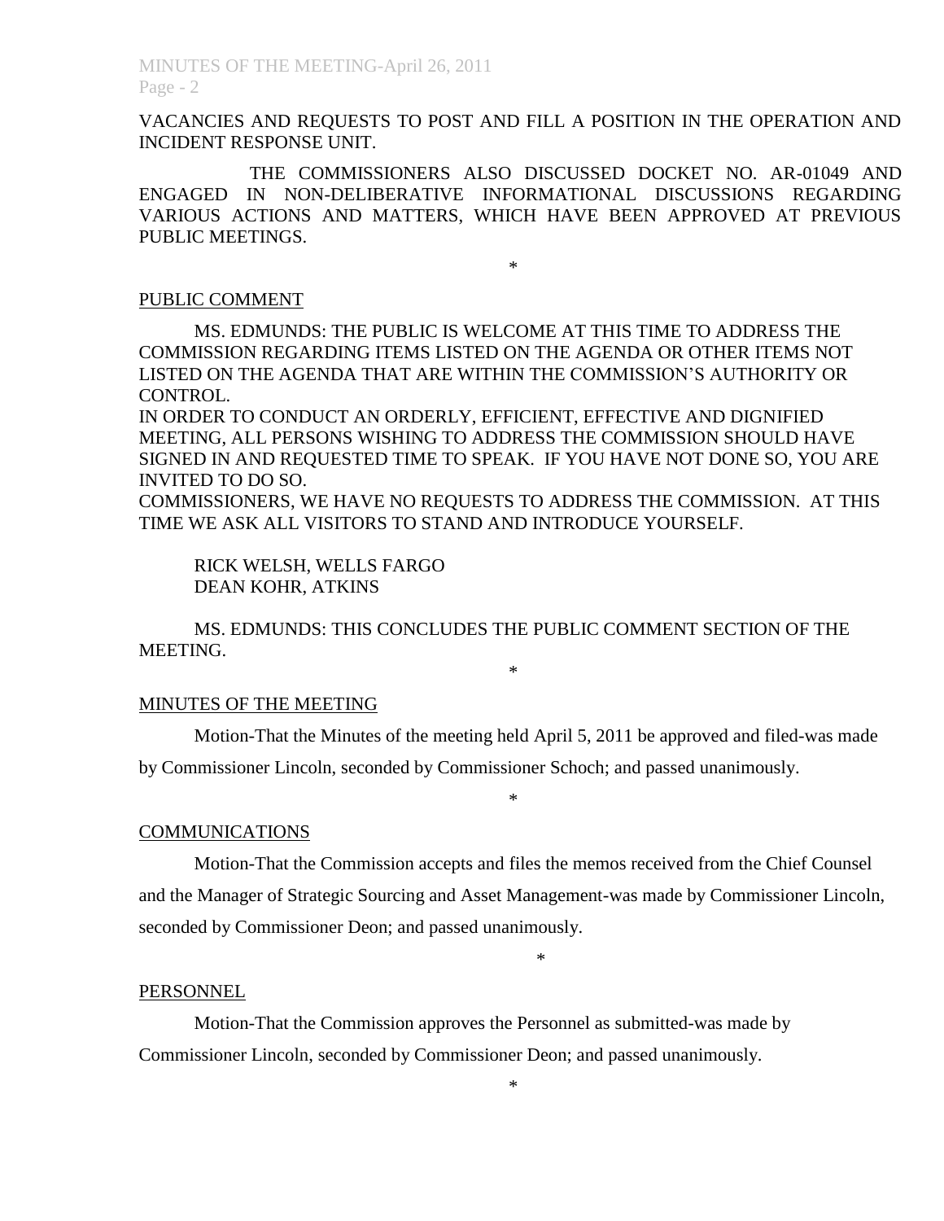VACANCIES AND REQUESTS TO POST AND FILL A POSITION IN THE OPERATION AND INCIDENT RESPONSE UNIT.

THE COMMISSIONERS ALSO DISCUSSED DOCKET NO. AR-01049 AND ENGAGED IN NON-DELIBERATIVE INFORMATIONAL DISCUSSIONS REGARDING VARIOUS ACTIONS AND MATTERS, WHICH HAVE BEEN APPROVED AT PREVIOUS PUBLIC MEETINGS.

*

PUBLIC COMMENT

MS. EDMUNDS: THE PUBLIC IS WELCOME AT THIS TIME TO ADDRESS THE COMMISSION REGARDING ITEMS LISTED ON THE AGENDA OR OTHER ITEMS NOT LISTED ON THE AGENDA THAT ARE WITHIN THE COMMISSION'S AUTHORITY OR CONTROL.
IN ORDER TO CONDUCT AN ORDERLY, EFFICIENT, EFFECTIVE AND DIGNIFIED MEETING, ALL PERSONS WISHING TO ADDRESS THE COMMISSION SHOULD HAVE SIGNED IN AND REQUESTED TIME TO SPEAK. IF YOU HAVE NOT DONE SO, YOU ARE INVITED TO DO SO.
COMMISSIONERS, WE HAVE NO REQUESTS TO ADDRESS THE COMMISSION. AT THIS TIME WE ASK ALL VISITORS TO STAND AND INTRODUCE YOURSELF.

RICK WELSH, WELLS FARGO
DEAN KOHR, ATKINS

MS. EDMUNDS: THIS CONCLUDES THE PUBLIC COMMENT SECTION OF THE MEETING.

*

MINUTES OF THE MEETING

Motion-That the Minutes of the meeting held April 5, 2011 be approved and filed-was made by Commissioner Lincoln, seconded by Commissioner Schoch; and passed unanimously.

*

COMMUNICATIONS

Motion-That the Commission accepts and files the memos received from the Chief Counsel and the Manager of Strategic Sourcing and Asset Management-was made by Commissioner Lincoln, seconded by Commissioner Deon; and passed unanimously.

*

PERSONNEL

Motion-That the Commission approves the Personnel as submitted-was made by Commissioner Lincoln, seconded by Commissioner Deon; and passed unanimously.

*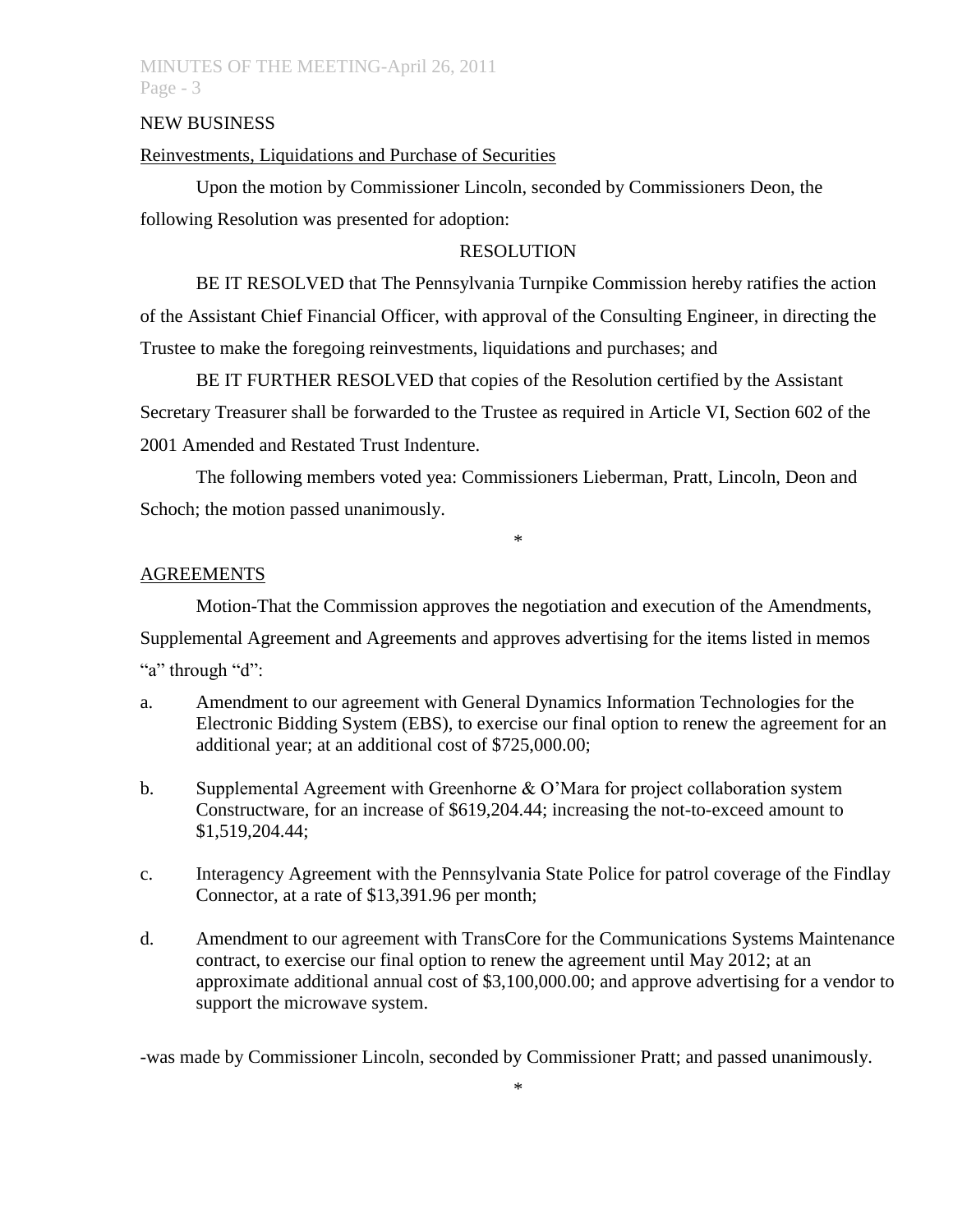NEW BUSINESS

Reinvestments, Liquidations and Purchase of Securities

Upon the motion by Commissioner Lincoln, seconded by Commissioners Deon, the following Resolution was presented for adoption:

RESOLUTION

BE IT RESOLVED that The Pennsylvania Turnpike Commission hereby ratifies the action of the Assistant Chief Financial Officer, with approval of the Consulting Engineer, in directing the Trustee to make the foregoing reinvestments, liquidations and purchases; and

BE IT FURTHER RESOLVED that copies of the Resolution certified by the Assistant Secretary Treasurer shall be forwarded to the Trustee as required in Article VI, Section 602 of the 2001 Amended and Restated Trust Indenture.

The following members voted yea: Commissioners Lieberman, Pratt, Lincoln, Deon and Schoch; the motion passed unanimously.

*

AGREEMENTS

Motion-That the Commission approves the negotiation and execution of the Amendments, Supplemental Agreement and Agreements and approves advertising for the items listed in memos "a" through "d":

a. Amendment to our agreement with General Dynamics Information Technologies for the Electronic Bidding System (EBS), to exercise our final option to renew the agreement for an additional year; at an additional cost of $725,000.00;

b. Supplemental Agreement with Greenhorne & O'Mara for project collaboration system Constructware, for an increase of $619,204.44; increasing the not-to-exceed amount to $1,519,204.44;

c. Interagency Agreement with the Pennsylvania State Police for patrol coverage of the Findlay Connector, at a rate of $13,391.96 per month;

d. Amendment to our agreement with TransCore for the Communications Systems Maintenance contract, to exercise our final option to renew the agreement until May 2012; at an approximate additional annual cost of $3,100,000.00; and approve advertising for a vendor to support the microwave system.

-was made by Commissioner Lincoln, seconded by Commissioner Pratt; and passed unanimously.

*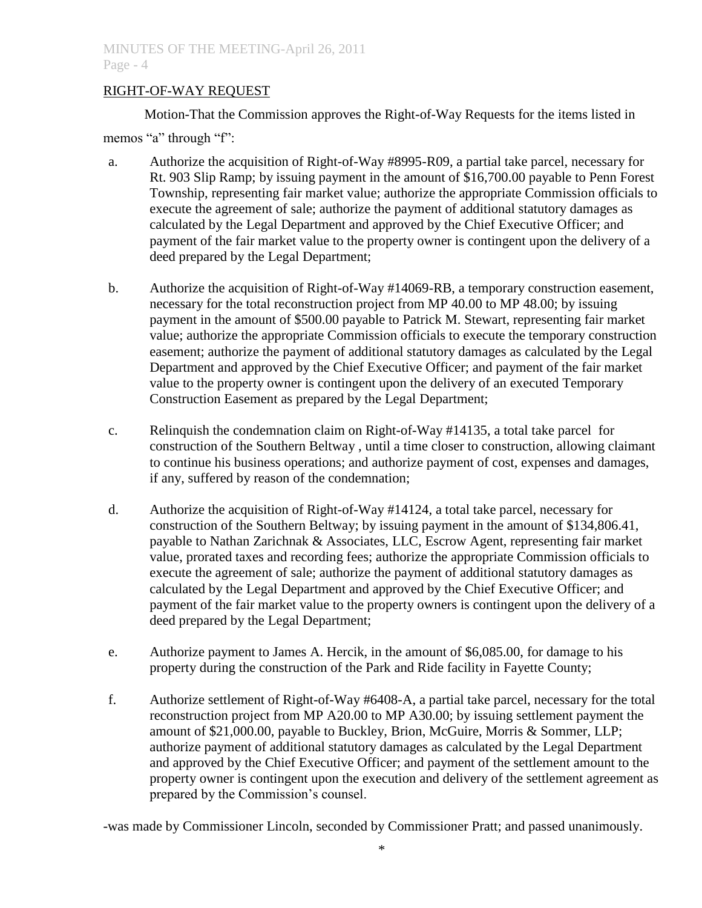## RIGHT-OF-WAY REQUEST

Motion-That the Commission approves the Right-of-Way Requests for the items listed in memos "a" through "f":

a. Authorize the acquisition of Right-of-Way #8995-R09, a partial take parcel, necessary for Rt. 903 Slip Ramp; by issuing payment in the amount of $16,700.00 payable to Penn Forest Township, representing fair market value; authorize the appropriate Commission officials to execute the agreement of sale; authorize the payment of additional statutory damages as calculated by the Legal Department and approved by the Chief Executive Officer; and payment of the fair market value to the property owner is contingent upon the delivery of a deed prepared by the Legal Department;

b. Authorize the acquisition of Right-of-Way #14069-RB, a temporary construction easement, necessary for the total reconstruction project from MP 40.00 to MP 48.00; by issuing payment in the amount of $500.00 payable to Patrick M. Stewart, representing fair market value; authorize the appropriate Commission officials to execute the temporary construction easement; authorize the payment of additional statutory damages as calculated by the Legal Department and approved by the Chief Executive Officer; and payment of the fair market value to the property owner is contingent upon the delivery of an executed Temporary Construction Easement as prepared by the Legal Department;

c. Relinquish the condemnation claim on Right-of-Way #14135, a total take parcel for construction of the Southern Beltway , until a time closer to construction, allowing claimant to continue his business operations; and authorize payment of cost, expenses and damages, if any, suffered by reason of the condemnation;

d. Authorize the acquisition of Right-of-Way #14124, a total take parcel, necessary for construction of the Southern Beltway; by issuing payment in the amount of $134,806.41, payable to Nathan Zarichnak & Associates, LLC, Escrow Agent, representing fair market value, prorated taxes and recording fees; authorize the appropriate Commission officials to execute the agreement of sale; authorize the payment of additional statutory damages as calculated by the Legal Department and approved by the Chief Executive Officer; and payment of the fair market value to the property owners is contingent upon the delivery of a deed prepared by the Legal Department;

e. Authorize payment to James A. Hercik, in the amount of $6,085.00, for damage to his property during the construction of the Park and Ride facility in Fayette County;

f. Authorize settlement of Right-of-Way #6408-A, a partial take parcel, necessary for the total reconstruction project from MP A20.00 to MP A30.00; by issuing settlement payment the amount of $21,000.00, payable to Buckley, Brion, McGuire, Morris & Sommer, LLP; authorize payment of additional statutory damages as calculated by the Legal Department and approved by the Chief Executive Officer; and payment of the settlement amount to the property owner is contingent upon the execution and delivery of the settlement agreement as prepared by the Commission's counsel.

-was made by Commissioner Lincoln, seconded by Commissioner Pratt; and passed unanimously.

*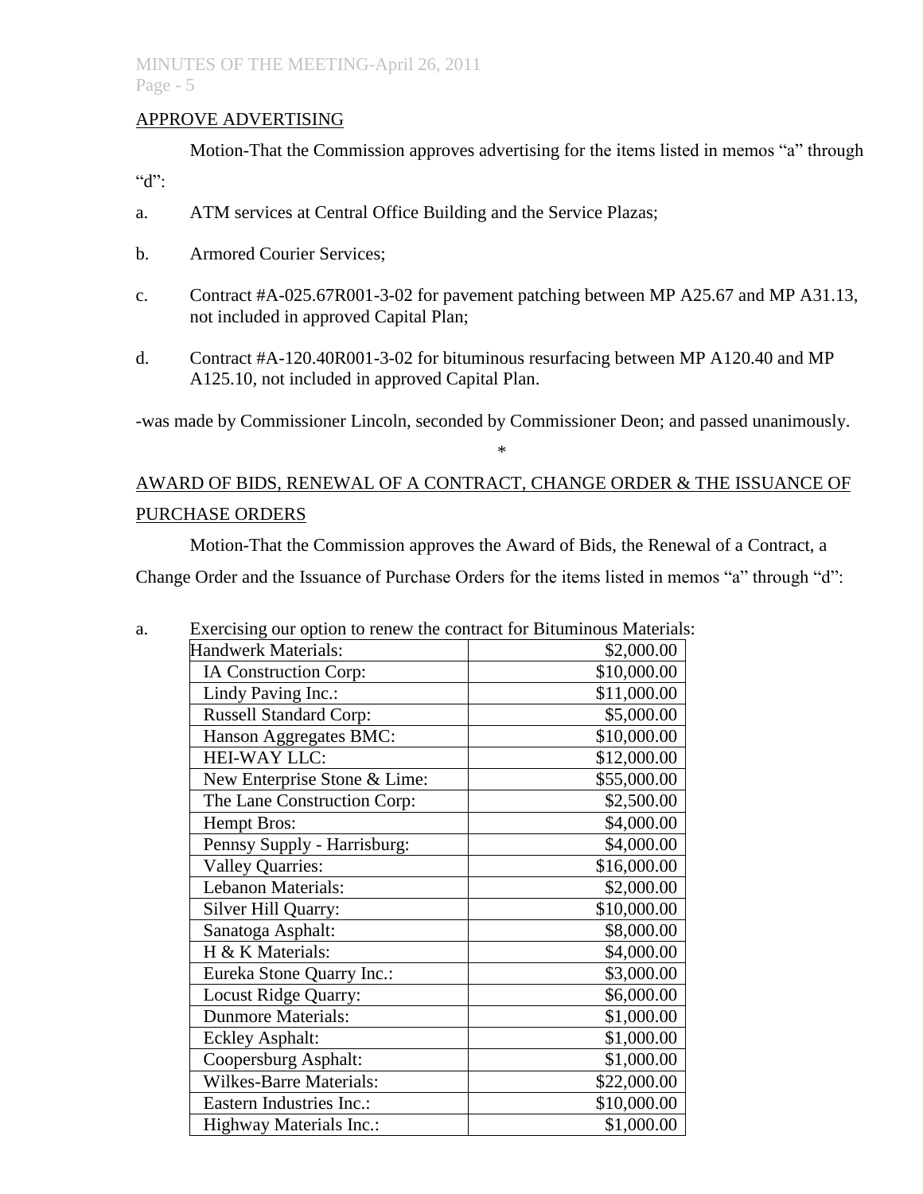## APPROVE ADVERTISING

Motion-That the Commission approves advertising for the items listed in memos "a" through "d":

a. ATM services at Central Office Building and the Service Plazas;

b. Armored Courier Services;

c. Contract #A-025.67R001-3-02 for pavement patching between MP A25.67 and MP A31.13, not included in approved Capital Plan;

d. Contract #A-120.40R001-3-02 for bituminous resurfacing between MP A120.40 and MP A125.10, not included in approved Capital Plan.

-was made by Commissioner Lincoln, seconded by Commissioner Deon; and passed unanimously.

*

## AWARD OF BIDS, RENEWAL OF A CONTRACT, CHANGE ORDER & THE ISSUANCE OF PURCHASE ORDERS

Motion-That the Commission approves the Award of Bids, the Renewal of a Contract, a Change Order and the Issuance of Purchase Orders for the items listed in memos "a" through "d":

a. Exercising our option to renew the contract for Bituminous Materials:

| | |
|---|---|
| Handwerk Materials: | $2,000.00 |
| IA Construction Corp: | $10,000.00 |
| Lindy Paving Inc.: | $11,000.00 |
| Russell Standard Corp: | $5,000.00 |
| Hanson Aggregates BMC: | $10,000.00 |
| HEI-WAY LLC: | $12,000.00 |
| New Enterprise Stone & Lime: | $55,000.00 |
| The Lane Construction Corp: | $2,500.00 |
| Hempt Bros: | $4,000.00 |
| Pennsy Supply - Harrisburg: | $4,000.00 |
| Valley Quarries: | $16,000.00 |
| Lebanon Materials: | $2,000.00 |
| Silver Hill Quarry: | $10,000.00 |
| Sanatoga Asphalt: | $8,000.00 |
| H & K Materials: | $4,000.00 |
| Eureka Stone Quarry Inc.: | $3,000.00 |
| Locust Ridge Quarry: | $6,000.00 |
| Dunmore Materials: | $1,000.00 |
| Eckley Asphalt: | $1,000.00 |
| Coopersburg Asphalt: | $1,000.00 |
| Wilkes-Barre Materials: | $22,000.00 |
| Eastern Industries Inc.: | $10,000.00 |
| Highway Materials Inc.: | $1,000.00 |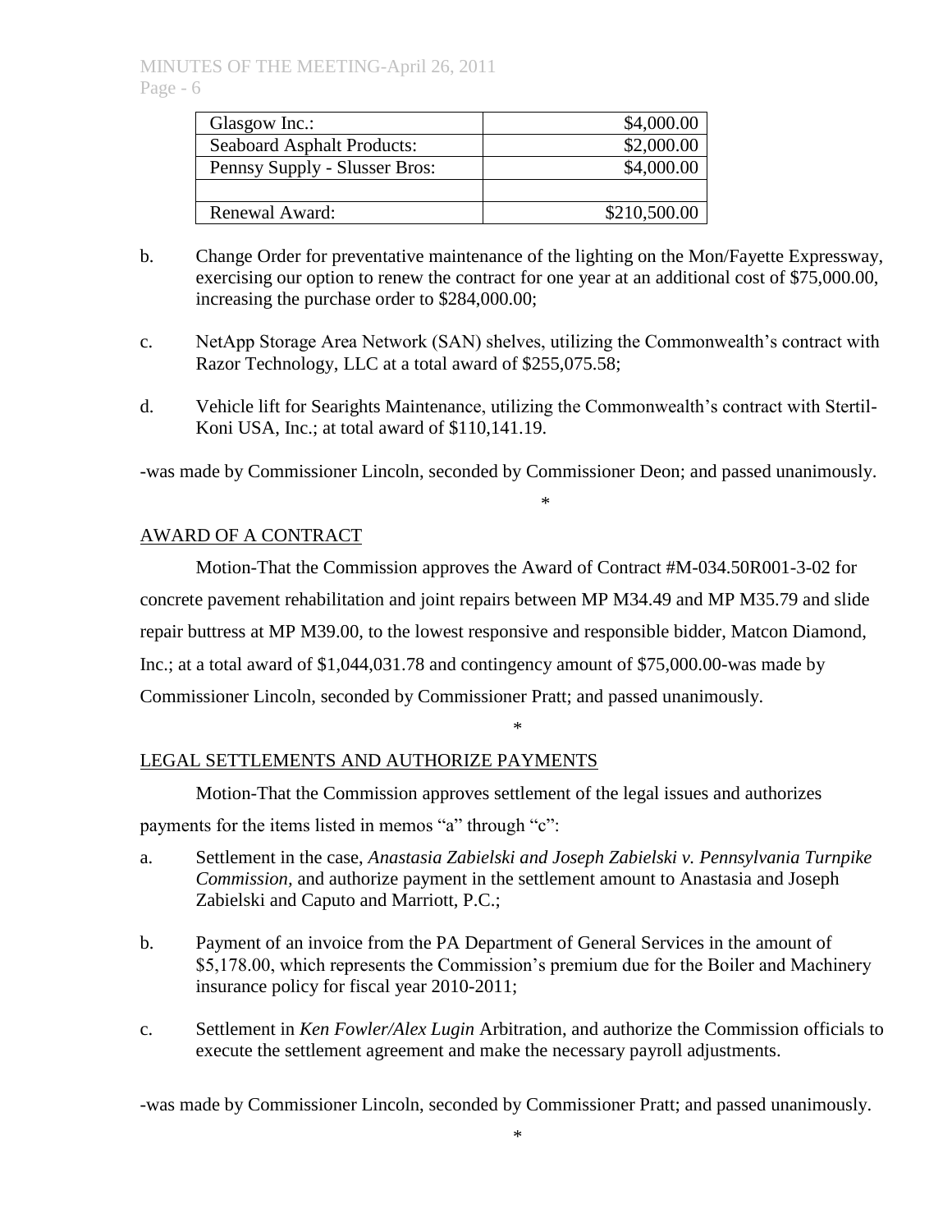| Glasgow Inc.: | $4,000.00 |
|---|---|
| Seaboard Asphalt Products: | $2,000.00 |
| Pennsy Supply - Slusser Bros: | $4,000.00 |
| | |
| Renewal Award: | $210,500.00 |

b. Change Order for preventative maintenance of the lighting on the Mon/Fayette Expressway, exercising our option to renew the contract for one year at an additional cost of $75,000.00, increasing the purchase order to $284,000.00;

c. NetApp Storage Area Network (SAN) shelves, utilizing the Commonwealth's contract with Razor Technology, LLC at a total award of $255,075.58;

d. Vehicle lift for Searights Maintenance, utilizing the Commonwealth's contract with Stertil-Koni USA, Inc.; at total award of $110,141.19.

-was made by Commissioner Lincoln, seconded by Commissioner Deon; and passed unanimously.

*

AWARD OF A CONTRACT

Motion-That the Commission approves the Award of Contract #M-034.50R001-3-02 for concrete pavement rehabilitation and joint repairs between MP M34.49 and MP M35.79 and slide repair buttress at MP M39.00, to the lowest responsive and responsible bidder, Matcon Diamond, Inc.; at a total award of $1,044,031.78 and contingency amount of $75,000.00-was made by Commissioner Lincoln, seconded by Commissioner Pratt; and passed unanimously.

*

LEGAL SETTLEMENTS AND AUTHORIZE PAYMENTS

Motion-That the Commission approves settlement of the legal issues and authorizes payments for the items listed in memos "a" through "c":

a. Settlement in the case, *Anastasia Zabielski and Joseph Zabielski v. Pennsylvania Turnpike Commission*, and authorize payment in the settlement amount to Anastasia and Joseph Zabielski and Caputo and Marriott, P.C.;

b. Payment of an invoice from the PA Department of General Services in the amount of $5,178.00, which represents the Commission's premium due for the Boiler and Machinery insurance policy for fiscal year 2010-2011;

c. Settlement in *Ken Fowler/Alex Lugin* Arbitration, and authorize the Commission officials to execute the settlement agreement and make the necessary payroll adjustments.

-was made by Commissioner Lincoln, seconded by Commissioner Pratt; and passed unanimously.

*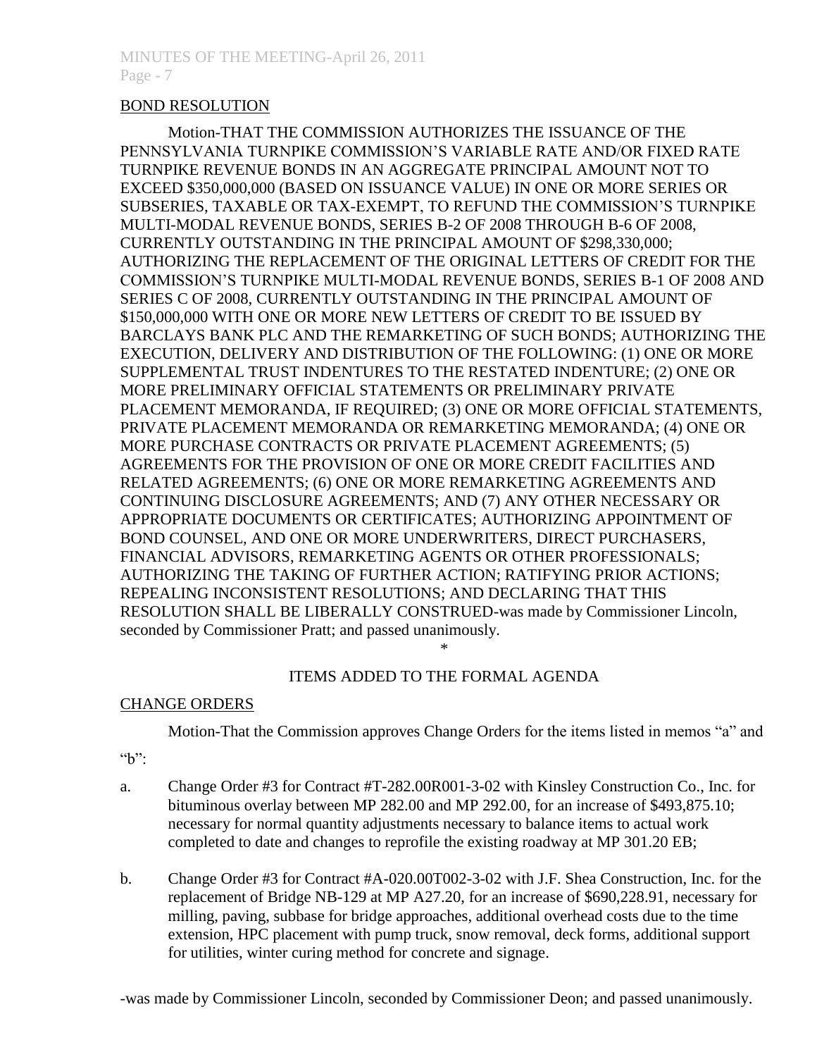## BOND RESOLUTION

Motion-THAT THE COMMISSION AUTHORIZES THE ISSUANCE OF THE PENNSYLVANIA TURNPIKE COMMISSION'S VARIABLE RATE AND/OR FIXED RATE TURNPIKE REVENUE BONDS IN AN AGGREGATE PRINCIPAL AMOUNT NOT TO EXCEED $350,000,000 (BASED ON ISSUANCE VALUE) IN ONE OR MORE SERIES OR SUBSERIES, TAXABLE OR TAX-EXEMPT, TO REFUND THE COMMISSION'S TURNPIKE MULTI-MODAL REVENUE BONDS, SERIES B-2 OF 2008 THROUGH B-6 OF 2008, CURRENTLY OUTSTANDING IN THE PRINCIPAL AMOUNT OF $298,330,000; AUTHORIZING THE REPLACEMENT OF THE ORIGINAL LETTERS OF CREDIT FOR THE COMMISSION'S TURNPIKE MULTI-MODAL REVENUE BONDS, SERIES B-1 OF 2008 AND SERIES C OF 2008, CURRENTLY OUTSTANDING IN THE PRINCIPAL AMOUNT OF $150,000,000 WITH ONE OR MORE NEW LETTERS OF CREDIT TO BE ISSUED BY BARCLAYS BANK PLC AND THE REMARKETING OF SUCH BONDS; AUTHORIZING THE EXECUTION, DELIVERY AND DISTRIBUTION OF THE FOLLOWING: (1) ONE OR MORE SUPPLEMENTAL TRUST INDENTURES TO THE RESTATED INDENTURE; (2) ONE OR MORE PRELIMINARY OFFICIAL STATEMENTS OR PRELIMINARY PRIVATE PLACEMENT MEMORANDA, IF REQUIRED; (3) ONE OR MORE OFFICIAL STATEMENTS, PRIVATE PLACEMENT MEMORANDA OR REMARKETING MEMORANDA; (4) ONE OR MORE PURCHASE CONTRACTS OR PRIVATE PLACEMENT AGREEMENTS; (5) AGREEMENTS FOR THE PROVISION OF ONE OR MORE CREDIT FACILITIES AND RELATED AGREEMENTS; (6) ONE OR MORE REMARKETING AGREEMENTS AND CONTINUING DISCLOSURE AGREEMENTS; AND (7) ANY OTHER NECESSARY OR APPROPRIATE DOCUMENTS OR CERTIFICATES; AUTHORIZING APPOINTMENT OF BOND COUNSEL, AND ONE OR MORE UNDERWRITERS, DIRECT PURCHASERS, FINANCIAL ADVISORS, REMARKETING AGENTS OR OTHER PROFESSIONALS; AUTHORIZING THE TAKING OF FURTHER ACTION; RATIFYING PRIOR ACTIONS; REPEALING INCONSISTENT RESOLUTIONS; AND DECLARING THAT THIS RESOLUTION SHALL BE LIBERALLY CONSTRUED-was made by Commissioner Lincoln, seconded by Commissioner Pratt; and passed unanimously.

*

## ITEMS ADDED TO THE FORMAL AGENDA

### CHANGE ORDERS

Motion-That the Commission approves Change Orders for the items listed in memos "a" and "b":

a. Change Order #3 for Contract #T-282.00R001-3-02 with Kinsley Construction Co., Inc. for bituminous overlay between MP 282.00 and MP 292.00, for an increase of $493,875.10; necessary for normal quantity adjustments necessary to balance items to actual work completed to date and changes to reprofile the existing roadway at MP 301.20 EB;

b. Change Order #3 for Contract #A-020.00T002-3-02 with J.F. Shea Construction, Inc. for the replacement of Bridge NB-129 at MP A27.20, for an increase of $690,228.91, necessary for milling, paving, subbase for bridge approaches, additional overhead costs due to the time extension, HPC placement with pump truck, snow removal, deck forms, additional support for utilities, winter curing method for concrete and signage.

-was made by Commissioner Lincoln, seconded by Commissioner Deon; and passed unanimously.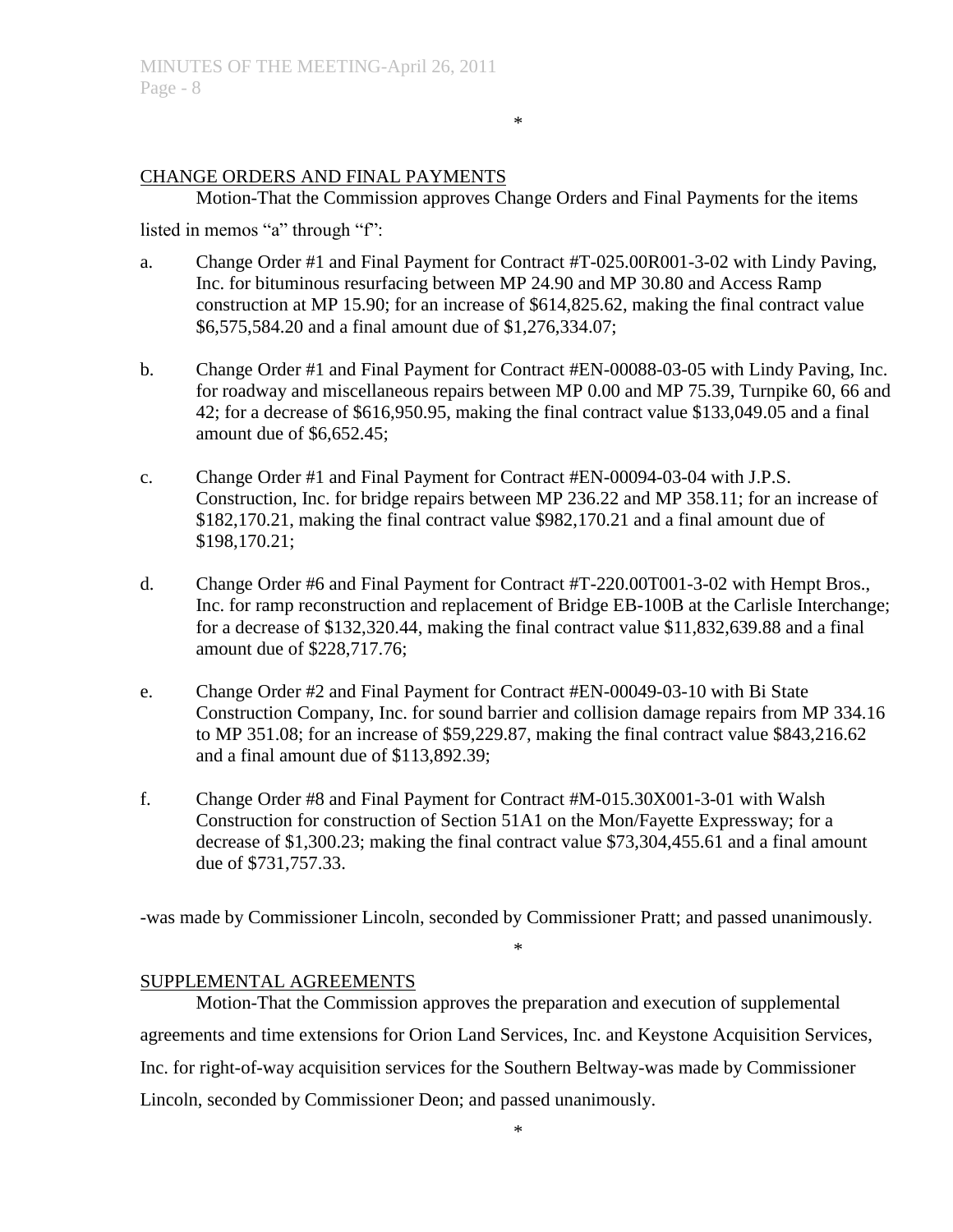\*

## CHANGE ORDERS AND FINAL PAYMENTS

Motion-That the Commission approves Change Orders and Final Payments for the items listed in memos "a" through "f":

a. Change Order #1 and Final Payment for Contract #T-025.00R001-3-02 with Lindy Paving, Inc. for bituminous resurfacing between MP 24.90 and MP 30.80 and Access Ramp construction at MP 15.90; for an increase of $614,825.62, making the final contract value $6,575,584.20 and a final amount due of $1,276,334.07;

b. Change Order #1 and Final Payment for Contract #EN-00088-03-05 with Lindy Paving, Inc. for roadway and miscellaneous repairs between MP 0.00 and MP 75.39, Turnpike 60, 66 and 42; for a decrease of $616,950.95, making the final contract value $133,049.05 and a final amount due of $6,652.45;

c. Change Order #1 and Final Payment for Contract #EN-00094-03-04 with J.P.S. Construction, Inc. for bridge repairs between MP 236.22 and MP 358.11; for an increase of $182,170.21, making the final contract value $982,170.21 and a final amount due of $198,170.21;

d. Change Order #6 and Final Payment for Contract #T-220.00T001-3-02 with Hempt Bros., Inc. for ramp reconstruction and replacement of Bridge EB-100B at the Carlisle Interchange; for a decrease of $132,320.44, making the final contract value $11,832,639.88 and a final amount due of $228,717.76;

e. Change Order #2 and Final Payment for Contract #EN-00049-03-10 with Bi State Construction Company, Inc. for sound barrier and collision damage repairs from MP 334.16 to MP 351.08; for an increase of $59,229.87, making the final contract value $843,216.62 and a final amount due of $113,892.39;

f. Change Order #8 and Final Payment for Contract #M-015.30X001-3-01 with Walsh Construction for construction of Section 51A1 on the Mon/Fayette Expressway; for a decrease of $1,300.23; making the final contract value $73,304,455.61 and a final amount due of $731,757.33.

-was made by Commissioner Lincoln, seconded by Commissioner Pratt; and passed unanimously.

\*

## SUPPLEMENTAL AGREEMENTS

Motion-That the Commission approves the preparation and execution of supplemental agreements and time extensions for Orion Land Services, Inc. and Keystone Acquisition Services, Inc. for right-of-way acquisition services for the Southern Beltway-was made by Commissioner Lincoln, seconded by Commissioner Deon; and passed unanimously.

\*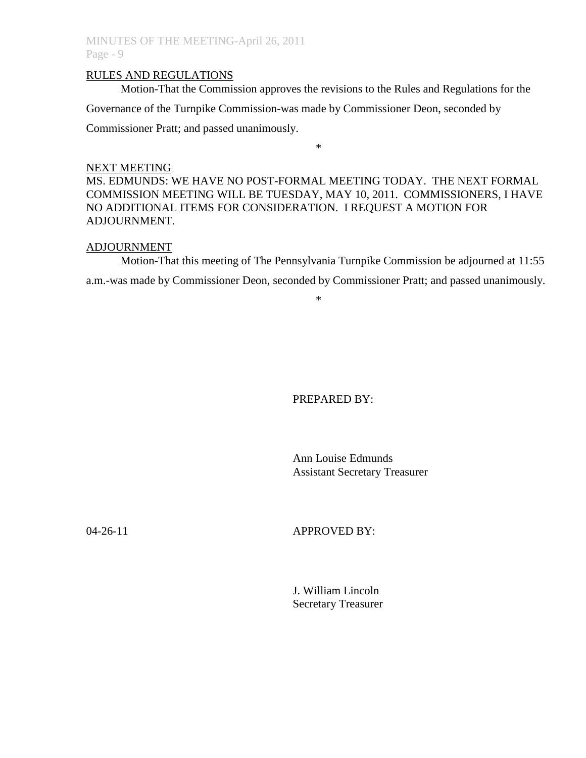RULES AND REGULATIONS

Motion-That the Commission approves the revisions to the Rules and Regulations for the Governance of the Turnpike Commission-was made by Commissioner Deon, seconded by Commissioner Pratt; and passed unanimously.

*

NEXT MEETING

MS. EDMUNDS: WE HAVE NO POST-FORMAL MEETING TODAY. THE NEXT FORMAL COMMISSION MEETING WILL BE TUESDAY, MAY 10, 2011. COMMISSIONERS, I HAVE NO ADDITIONAL ITEMS FOR CONSIDERATION. I REQUEST A MOTION FOR ADJOURNMENT.

ADJOURNMENT

Motion-That this meeting of The Pennsylvania Turnpike Commission be adjourned at 11:55 a.m.-was made by Commissioner Deon, seconded by Commissioner Pratt; and passed unanimously.

*

PREPARED BY:

Ann Louise Edmunds
Assistant Secretary Treasurer

04-26-11

APPROVED BY:

J. William Lincoln
Secretary Treasurer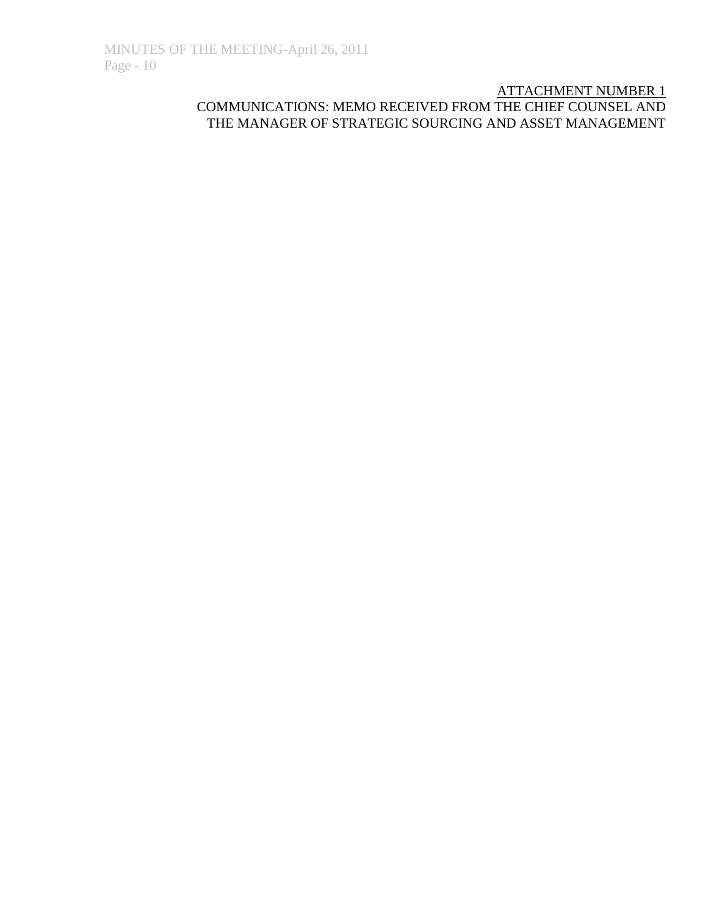<u>ATTACHMENT NUMBER 1</u>

COMMUNICATIONS: MEMO RECEIVED FROM THE CHIEF COUNSEL AND THE MANAGER OF STRATEGIC SOURCING AND ASSET MANAGEMENT